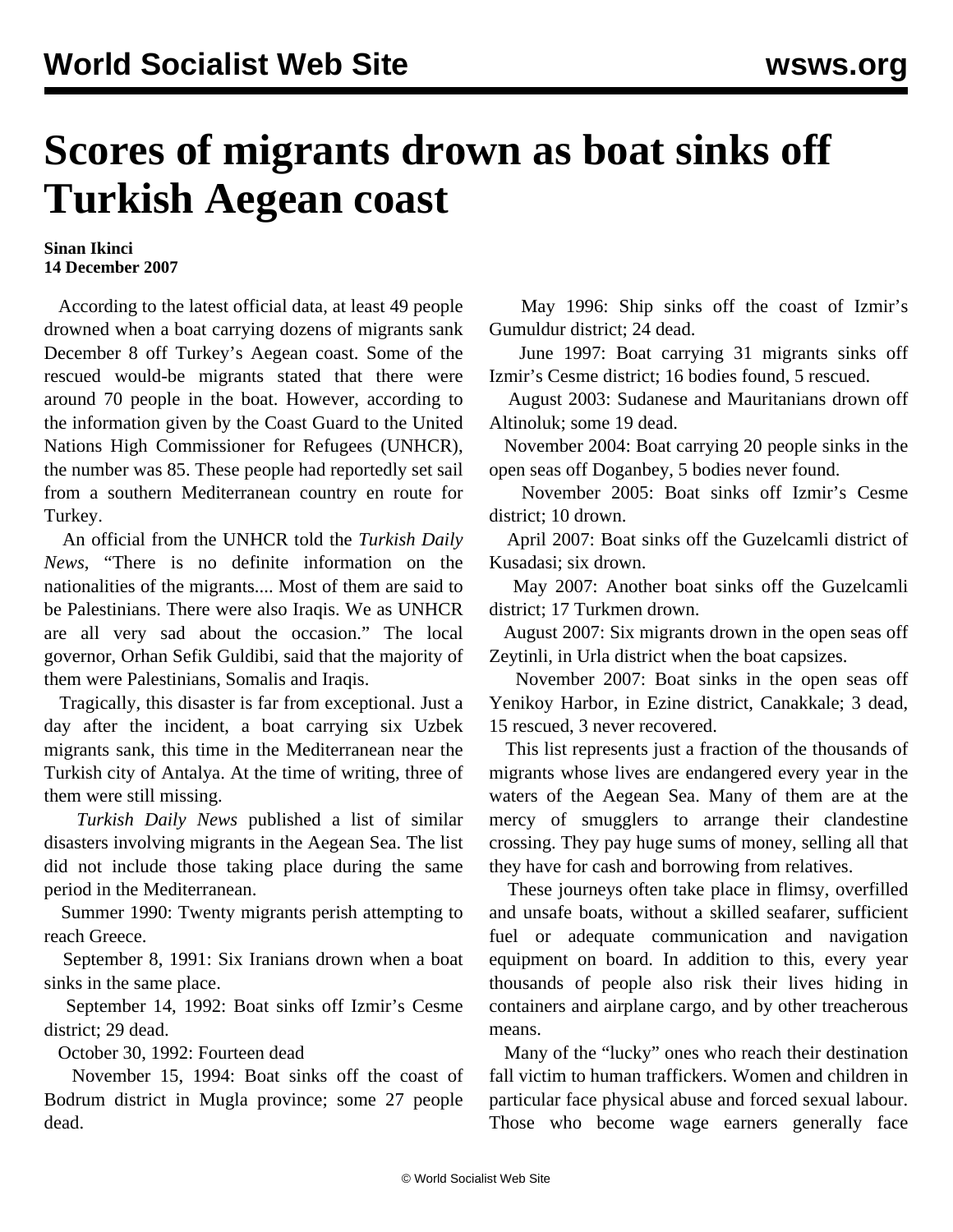# Scores of migrants drown as boat sinks off Turkish Aegean coast

**Sinan Ikinci**
**14 December 2007**

According to the latest official data, at least 49 people drowned when a boat carrying dozens of migrants sank December 8 off Turkey's Aegean coast. Some of the rescued would-be migrants stated that there were around 70 people in the boat. However, according to the information given by the Coast Guard to the United Nations High Commissioner for Refugees (UNHCR), the number was 85. These people had reportedly set sail from a southern Mediterranean country en route for Turkey.

An official from the UNHCR told the *Turkish Daily News*, "There is no definite information on the nationalities of the migrants.... Most of them are said to be Palestinians. There were also Iraqis. We as UNHCR are all very sad about the occasion." The local governor, Orhan Sefik Guldibi, said that the majority of them were Palestinians, Somalis and Iraqis.

Tragically, this disaster is far from exceptional. Just a day after the incident, a boat carrying six Uzbek migrants sank, this time in the Mediterranean near the Turkish city of Antalya. At the time of writing, three of them were still missing.

*Turkish Daily News* published a list of similar disasters involving migrants in the Aegean Sea. The list did not include those taking place during the same period in the Mediterranean.

Summer 1990: Twenty migrants perish attempting to reach Greece.

September 8, 1991: Six Iranians drown when a boat sinks in the same place.

September 14, 1992: Boat sinks off Izmir's Cesme district; 29 dead.

October 30, 1992: Fourteen dead

November 15, 1994: Boat sinks off the coast of Bodrum district in Mugla province; some 27 people dead.

May 1996: Ship sinks off the coast of Izmir's Gumuldur district; 24 dead.

June 1997: Boat carrying 31 migrants sinks off Izmir's Cesme district; 16 bodies found, 5 rescued.

August 2003: Sudanese and Mauritanians drown off Altinoluk; some 19 dead.

November 2004: Boat carrying 20 people sinks in the open seas off Doganbey, 5 bodies never found.

November 2005: Boat sinks off Izmir's Cesme district; 10 drown.

April 2007: Boat sinks off the Guzelcamli district of Kusadasi; six drown.

May 2007: Another boat sinks off the Guzelcamli district; 17 Turkmen drown.

August 2007: Six migrants drown in the open seas off Zeytinli, in Urla district when the boat capsizes.

November 2007: Boat sinks in the open seas off Yenikoy Harbor, in Ezine district, Canakkale; 3 dead, 15 rescued, 3 never recovered.

This list represents just a fraction of the thousands of migrants whose lives are endangered every year in the waters of the Aegean Sea. Many of them are at the mercy of smugglers to arrange their clandestine crossing. They pay huge sums of money, selling all that they have for cash and borrowing from relatives.

These journeys often take place in flimsy, overfilled and unsafe boats, without a skilled seafarer, sufficient fuel or adequate communication and navigation equipment on board. In addition to this, every year thousands of people also risk their lives hiding in containers and airplane cargo, and by other treacherous means.

Many of the "lucky" ones who reach their destination fall victim to human traffickers. Women and children in particular face physical abuse and forced sexual labour. Those who become wage earners generally face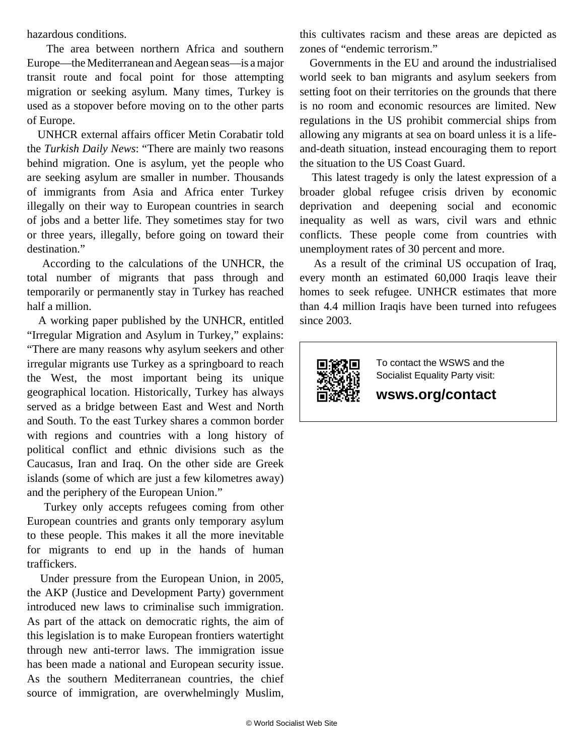hazardous conditions.

The area between northern Africa and southern Europe—the Mediterranean and Aegean seas—is a major transit route and focal point for those attempting migration or seeking asylum. Many times, Turkey is used as a stopover before moving on to the other parts of Europe.

UNHCR external affairs officer Metin Corabatir told the *Turkish Daily News*: "There are mainly two reasons behind migration. One is asylum, yet the people who are seeking asylum are smaller in number. Thousands of immigrants from Asia and Africa enter Turkey illegally on their way to European countries in search of jobs and a better life. They sometimes stay for two or three years, illegally, before going on toward their destination."

According to the calculations of the UNHCR, the total number of migrants that pass through and temporarily or permanently stay in Turkey has reached half a million.

A working paper published by the UNHCR, entitled "Irregular Migration and Asylum in Turkey," explains: "There are many reasons why asylum seekers and other irregular migrants use Turkey as a springboard to reach the West, the most important being its unique geographical location. Historically, Turkey has always served as a bridge between East and West and North and South. To the east Turkey shares a common border with regions and countries with a long history of political conflict and ethnic divisions such as the Caucasus, Iran and Iraq. On the other side are Greek islands (some of which are just a few kilometres away) and the periphery of the European Union."

Turkey only accepts refugees coming from other European countries and grants only temporary asylum to these people. This makes it all the more inevitable for migrants to end up in the hands of human traffickers.

Under pressure from the European Union, in 2005, the AKP (Justice and Development Party) government introduced new laws to criminalise such immigration. As part of the attack on democratic rights, the aim of this legislation is to make European frontiers watertight through new anti-terror laws. The immigration issue has been made a national and European security issue. As the southern Mediterranean countries, the chief source of immigration, are overwhelmingly Muslim, this cultivates racism and these areas are depicted as zones of "endemic terrorism."

Governments in the EU and around the industrialised world seek to ban migrants and asylum seekers from setting foot on their territories on the grounds that there is no room and economic resources are limited. New regulations in the US prohibit commercial ships from allowing any migrants at sea on board unless it is a life-and-death situation, instead encouraging them to report the situation to the US Coast Guard.

This latest tragedy is only the latest expression of a broader global refugee crisis driven by economic deprivation and deepening social and economic inequality as well as wars, civil wars and ethnic conflicts. These people come from countries with unemployment rates of 30 percent and more.

As a result of the criminal US occupation of Iraq, every month an estimated 60,000 Iraqis leave their homes to seek refugee. UNHCR estimates that more than 4.4 million Iraqis have been turned into refugees since 2003.

To contact the WSWS and the Socialist Equality Party visit:

**wsws.org/contact**